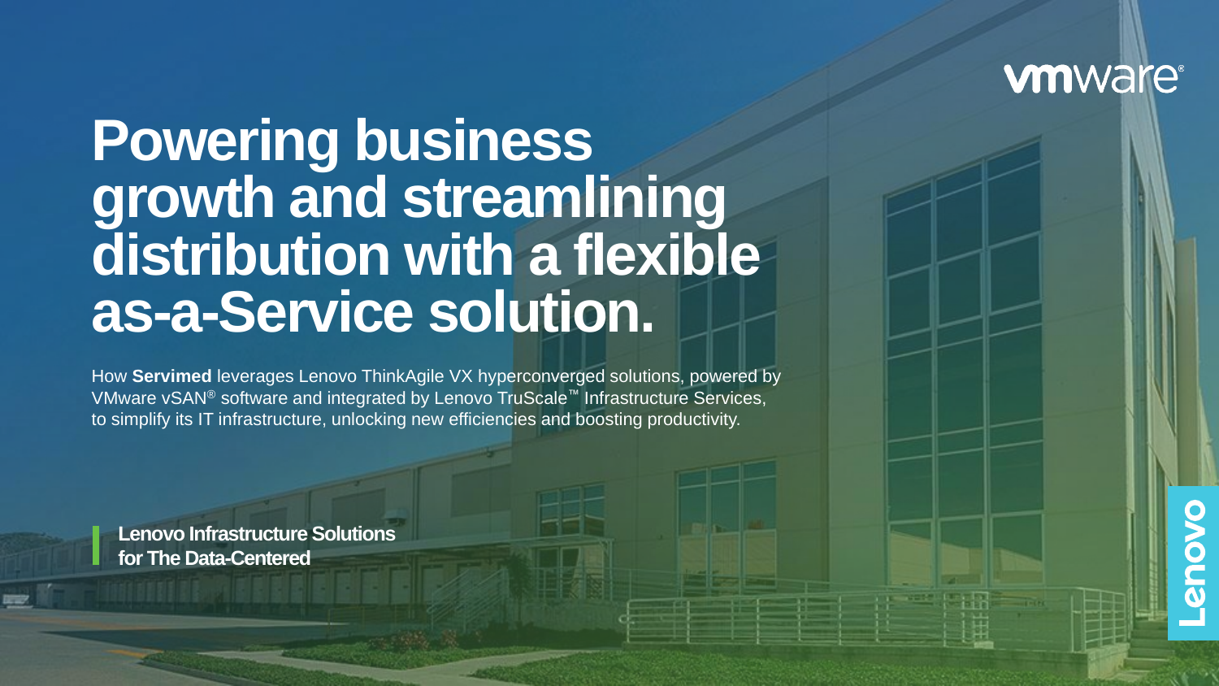vmware®

# Powering business growth and streamlining distribution with a flexible as-a-Service solution.

How **Servimed** leverages Lenovo ThinkAgile VX hyperconverged solutions, powered by VMware vSAN® software and integrated by Lenovo TruScale™ Infrastructure Services, to simplify its IT infrastructure, unlocking new efficiencies and boosting productivity.

**Lenovo Infrastructure Solutions for The Data-Centered**

Lenovo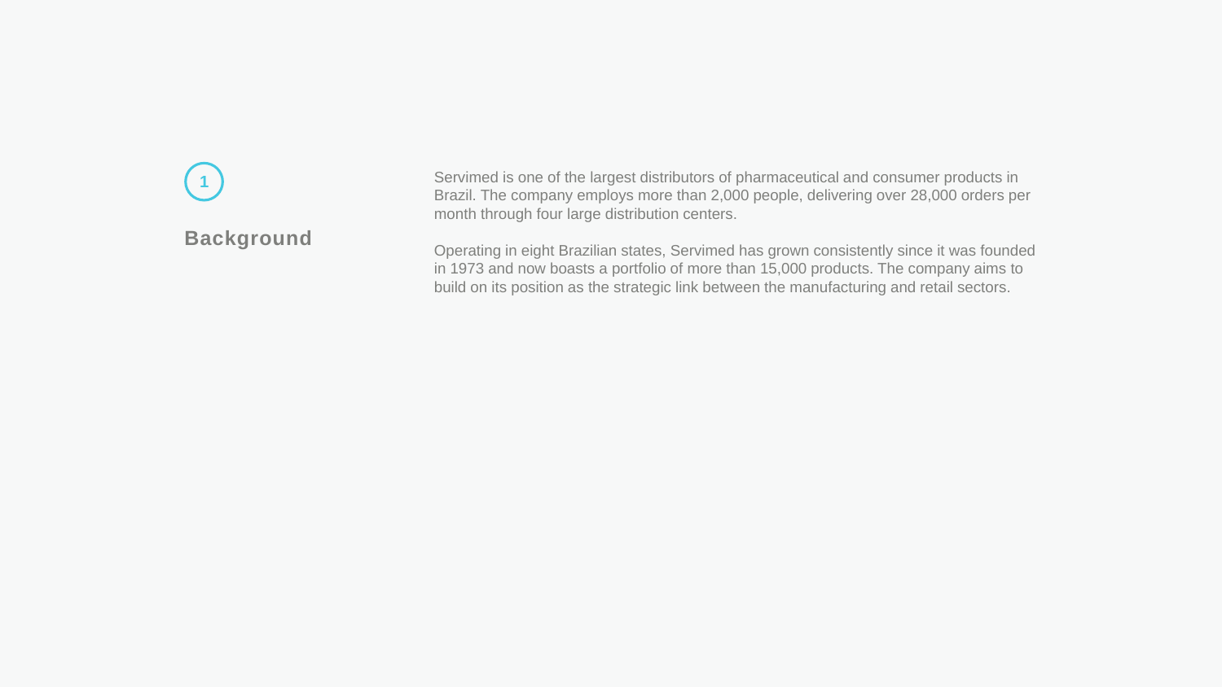1

## Background

Servimed is one of the largest distributors of pharmaceutical and consumer products in Brazil. The company employs more than 2,000 people, delivering over 28,000 orders per month through four large distribution centers.

Operating in eight Brazilian states, Servimed has grown consistently since it was founded in 1973 and now boasts a portfolio of more than 15,000 products. The company aims to build on its position as the strategic link between the manufacturing and retail sectors.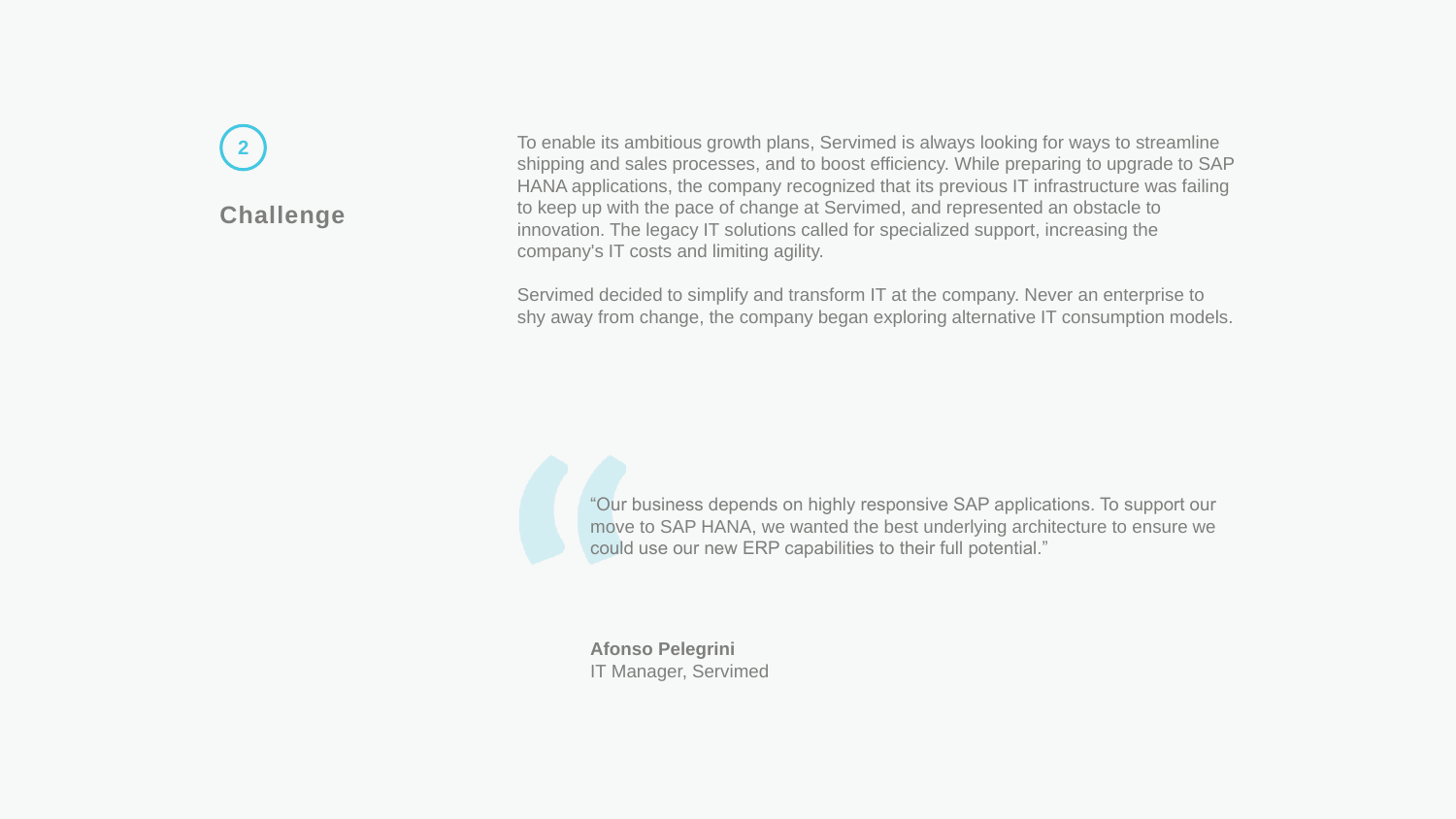2

## Challenge

To enable its ambitious growth plans, Servimed is always looking for ways to streamline shipping and sales processes, and to boost efficiency. While preparing to upgrade to SAP HANA applications, the company recognized that its previous IT infrastructure was failing to keep up with the pace of change at Servimed, and represented an obstacle to innovation. The legacy IT solutions called for specialized support, increasing the company's IT costs and limiting agility.

Servimed decided to simplify and transform IT at the company. Never an enterprise to shy away from change, the company began exploring alternative IT consumption models.

> "Our business depends on highly responsive SAP applications. To support our move to SAP HANA, we wanted the best underlying architecture to ensure we could use our new ERP capabilities to their full potential."

**Afonso Pelegrini**
IT Manager, Servimed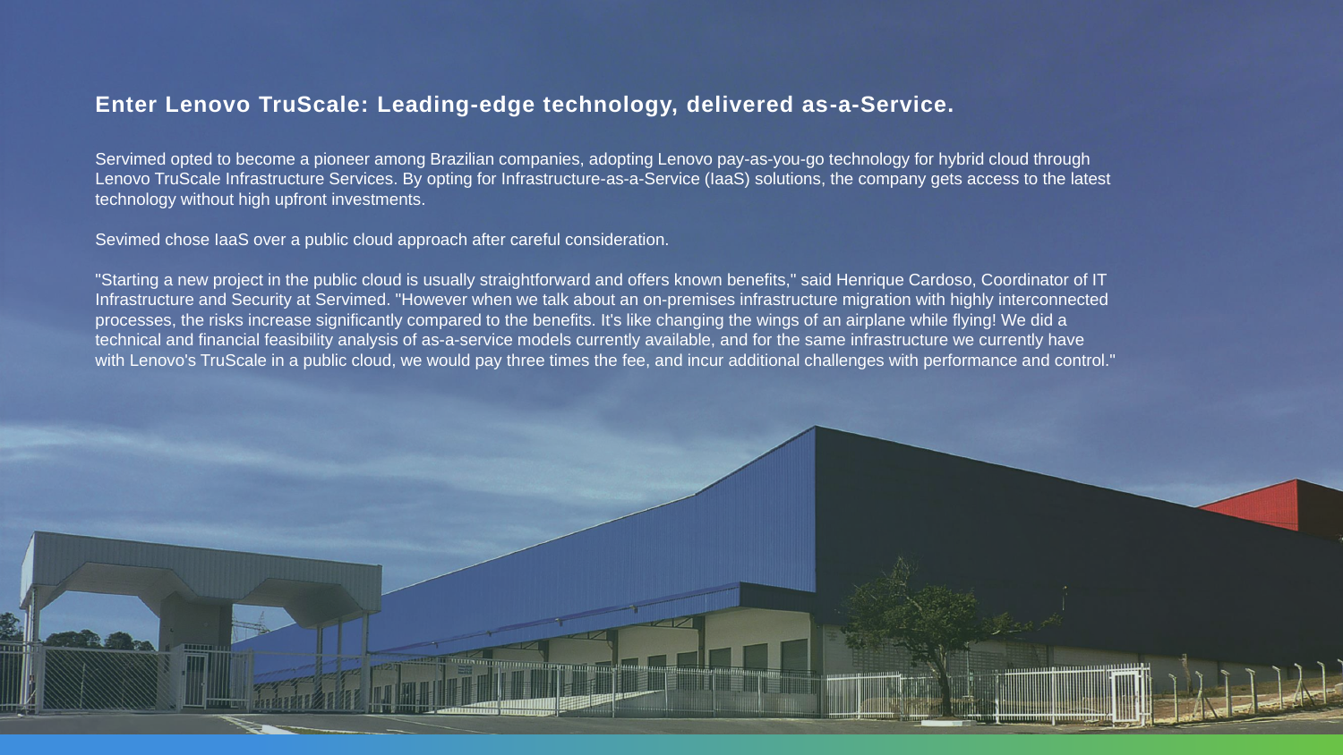## Enter Lenovo TruScale: Leading-edge technology, delivered as-a-Service.

Servimed opted to become a pioneer among Brazilian companies, adopting Lenovo pay-as-you-go technology for hybrid cloud through Lenovo TruScale Infrastructure Services. By opting for Infrastructure-as-a-Service (IaaS) solutions, the company gets access to the latest technology without high upfront investments.

Sevimed chose IaaS over a public cloud approach after careful consideration.

"Starting a new project in the public cloud is usually straightforward and offers known benefits," said Henrique Cardoso, Coordinator of IT Infrastructure and Security at Servimed. "However when we talk about an on-premises infrastructure migration with highly interconnected processes, the risks increase significantly compared to the benefits. It's like changing the wings of an airplane while flying! We did a technical and financial feasibility analysis of as-a-service models currently available, and for the same infrastructure we currently have with Lenovo's TruScale in a public cloud, we would pay three times the fee, and incur additional challenges with performance and control."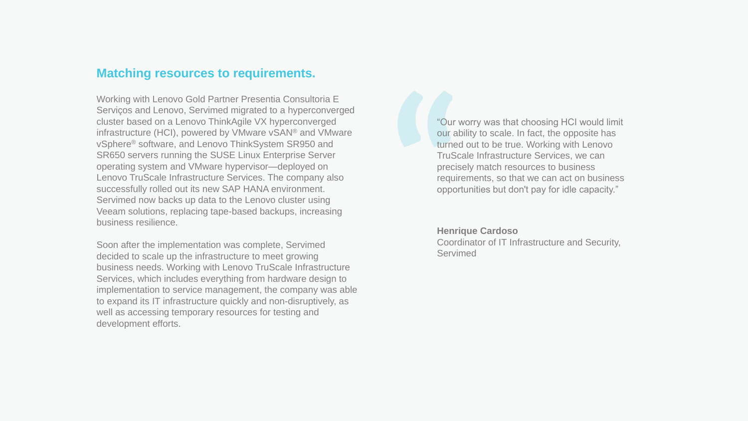## Matching resources to requirements.

Working with Lenovo Gold Partner Presentia Consultoria E Serviços and Lenovo, Servimed migrated to a hyperconverged cluster based on a Lenovo ThinkAgile VX hyperconverged infrastructure (HCI), powered by VMware vSAN® and VMware vSphere® software, and Lenovo ThinkSystem SR950 and SR650 servers running the SUSE Linux Enterprise Server operating system and VMware hypervisor—deployed on Lenovo TruScale Infrastructure Services. The company also successfully rolled out its new SAP HANA environment. Servimed now backs up data to the Lenovo cluster using Veeam solutions, replacing tape-based backups, increasing business resilience.

Soon after the implementation was complete, Servimed decided to scale up the infrastructure to meet growing business needs. Working with Lenovo TruScale Infrastructure Services, which includes everything from hardware design to implementation to service management, the company was able to expand its IT infrastructure quickly and non-disruptively, as well as accessing temporary resources for testing and development efforts.

> “Our worry was that choosing HCI would limit our ability to scale. In fact, the opposite has turned out to be true. Working with Lenovo TruScale Infrastructure Services, we can precisely match resources to business requirements, so that we can act on business opportunities but don't pay for idle capacity.”

**Henrique Cardoso**
Coordinator of IT Infrastructure and Security, Servimed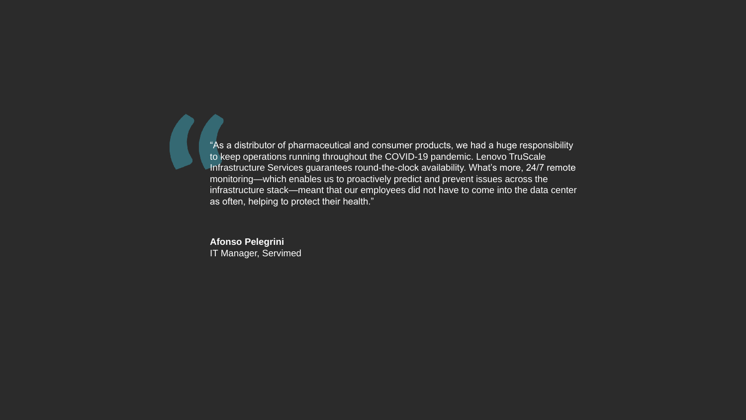"As a distributor of pharmaceutical and consumer products, we had a huge responsibility to keep operations running throughout the COVID-19 pandemic. Lenovo TruScale Infrastructure Services guarantees round-the-clock availability. What's more, 24/7 remote monitoring—which enables us to proactively predict and prevent issues across the infrastructure stack—meant that our employees did not have to come into the data center as often, helping to protect their health."

**Afonso Pelegrini**
IT Manager, Servimed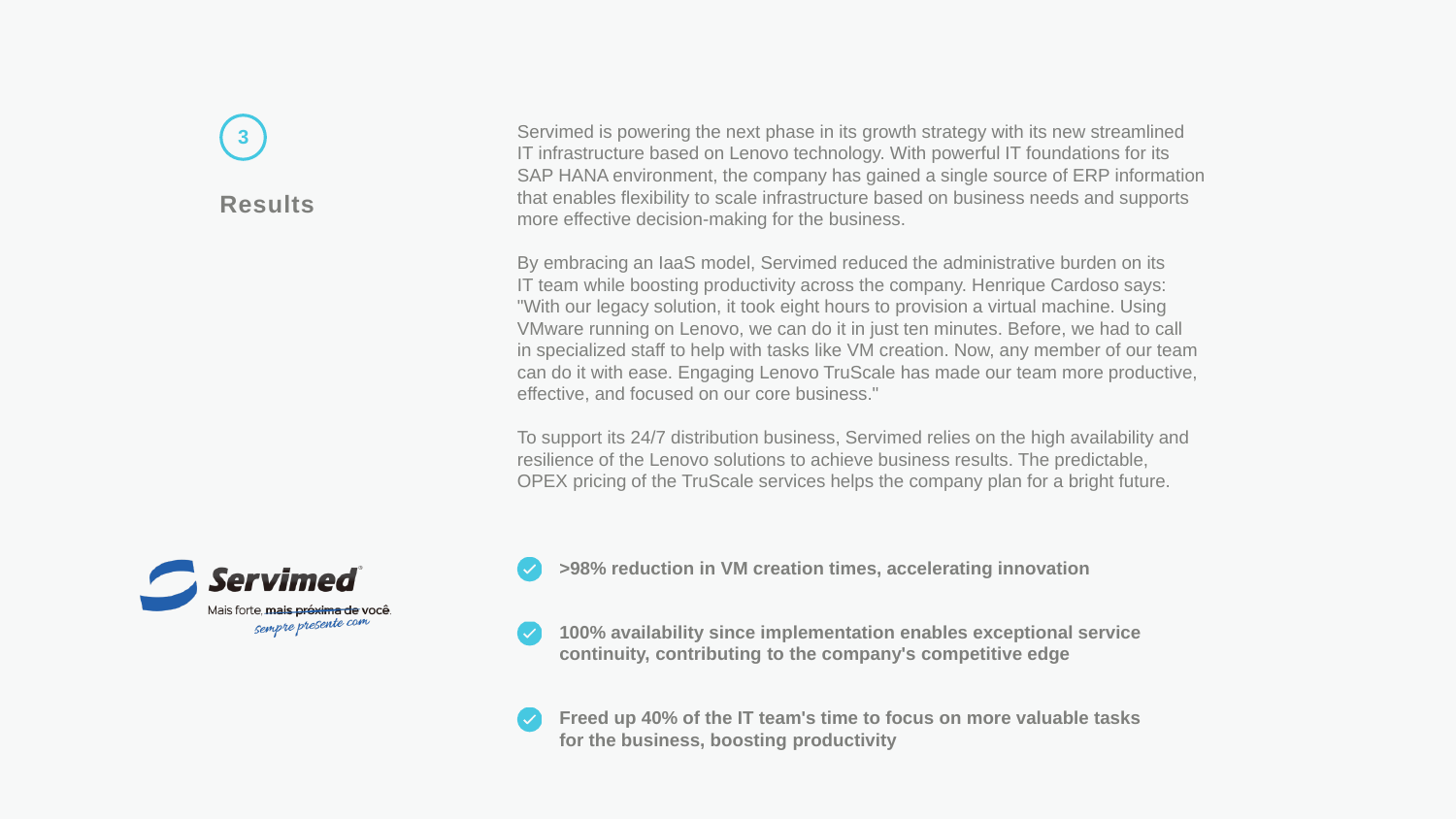3

## Results

Servimed is powering the next phase in its growth strategy with its new streamlined IT infrastructure based on Lenovo technology. With powerful IT foundations for its SAP HANA environment, the company has gained a single source of ERP information that enables flexibility to scale infrastructure based on business needs and supports more effective decision-making for the business.

By embracing an IaaS model, Servimed reduced the administrative burden on its IT team while boosting productivity across the company. Henrique Cardoso says: "With our legacy solution, it took eight hours to provision a virtual machine. Using VMware running on Lenovo, we can do it in just ten minutes. Before, we had to call in specialized staff to help with tasks like VM creation. Now, any member of our team can do it with ease. Engaging Lenovo TruScale has made our team more productive, effective, and focused on our core business."

To support its 24/7 distribution business, Servimed relies on the high availability and resilience of the Lenovo solutions to achieve business results. The predictable, OPEX pricing of the TruScale services helps the company plan for a bright future.

Servimed

Mais forte, mais próxima de você.
sempre presente.com

- **>98% reduction in VM creation times, accelerating innovation**
- **100% availability since implementation enables exceptional service continuity, contributing to the company's competitive edge**
- **Freed up 40% of the IT team's time to focus on more valuable tasks for the business, boosting productivity**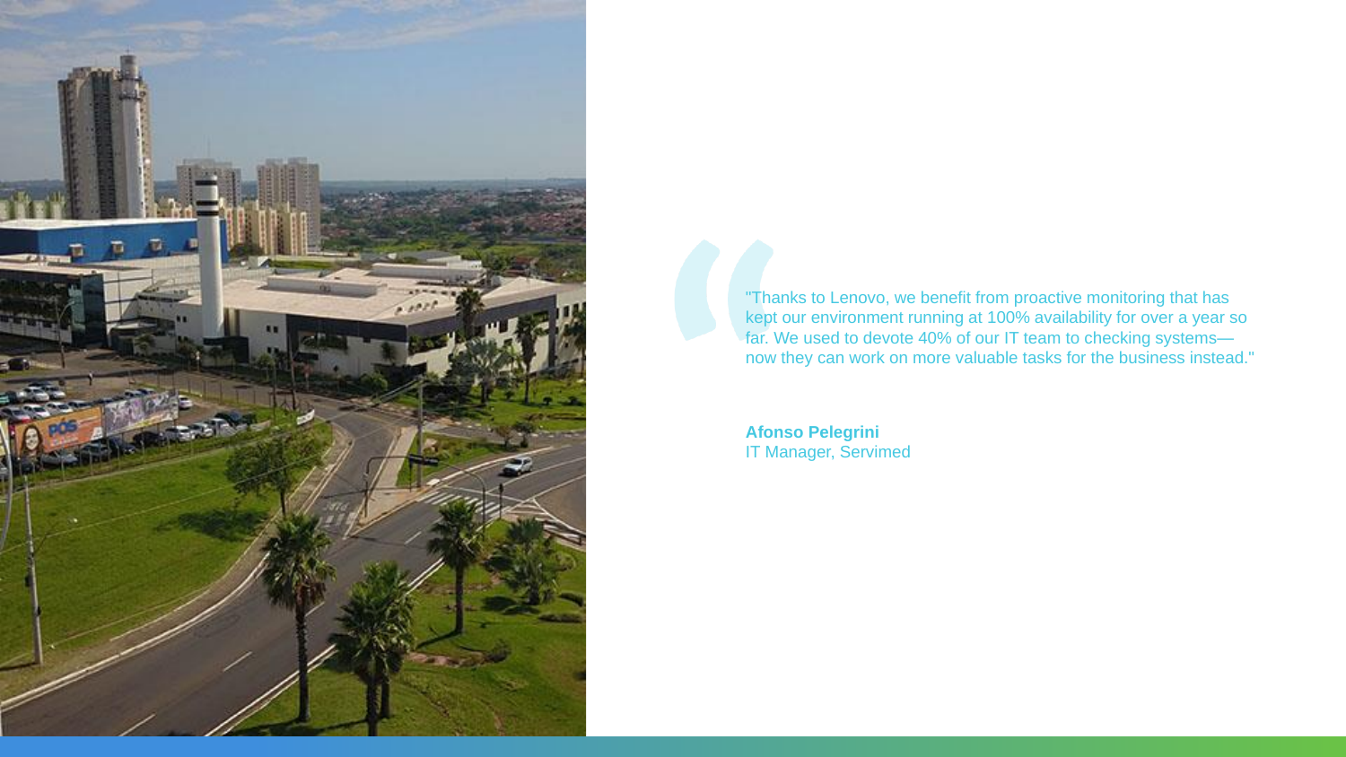"Thanks to Lenovo, we benefit from proactive monitoring that has kept our environment running at 100% availability for over a year so far. We used to devote 40% of our IT team to checking systems—now they can work on more valuable tasks for the business instead."

**Afonso Pelegrini**
IT Manager, Servimed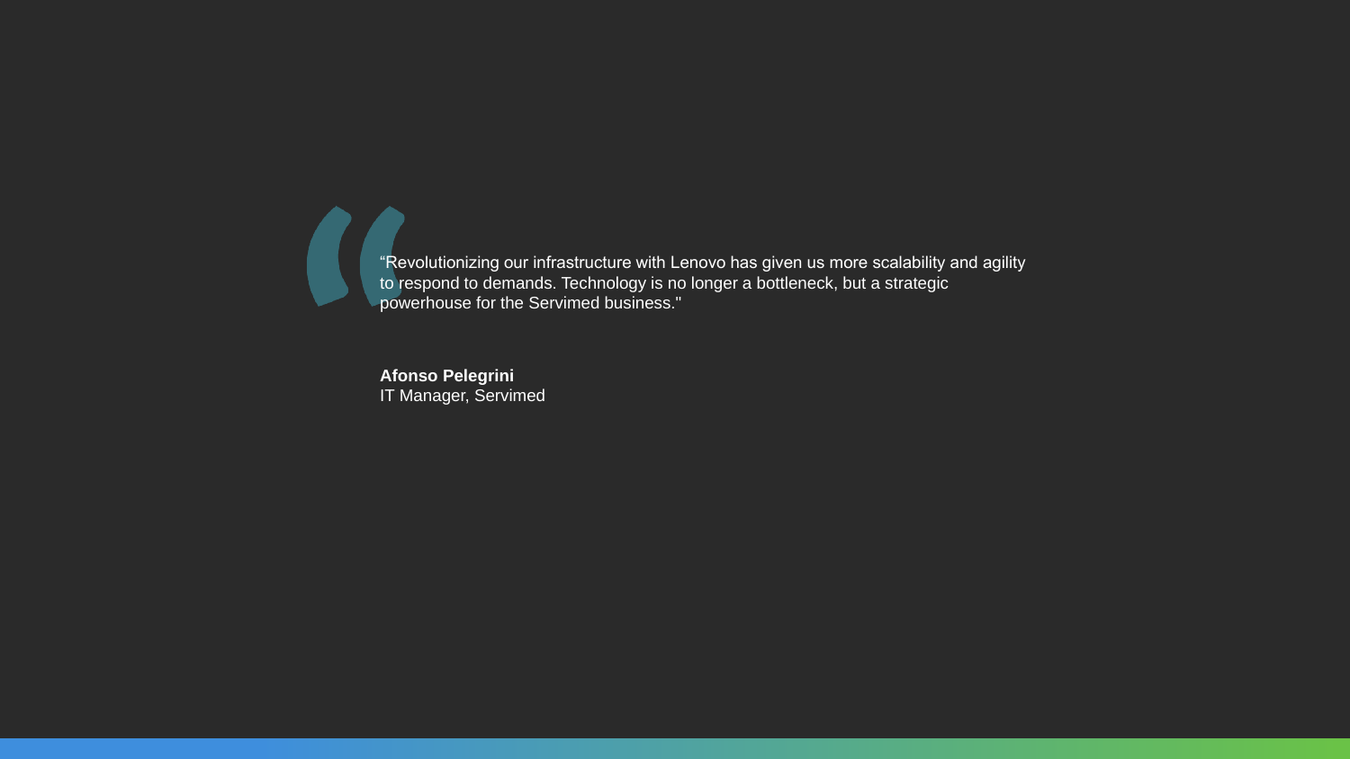> “Revolutionizing our infrastructure with Lenovo has given us more scalability and agility to respond to demands. Technology is no longer a bottleneck, but a strategic powerhouse for the Servimed business."

**Afonso Pelegrini**
IT Manager, Servimed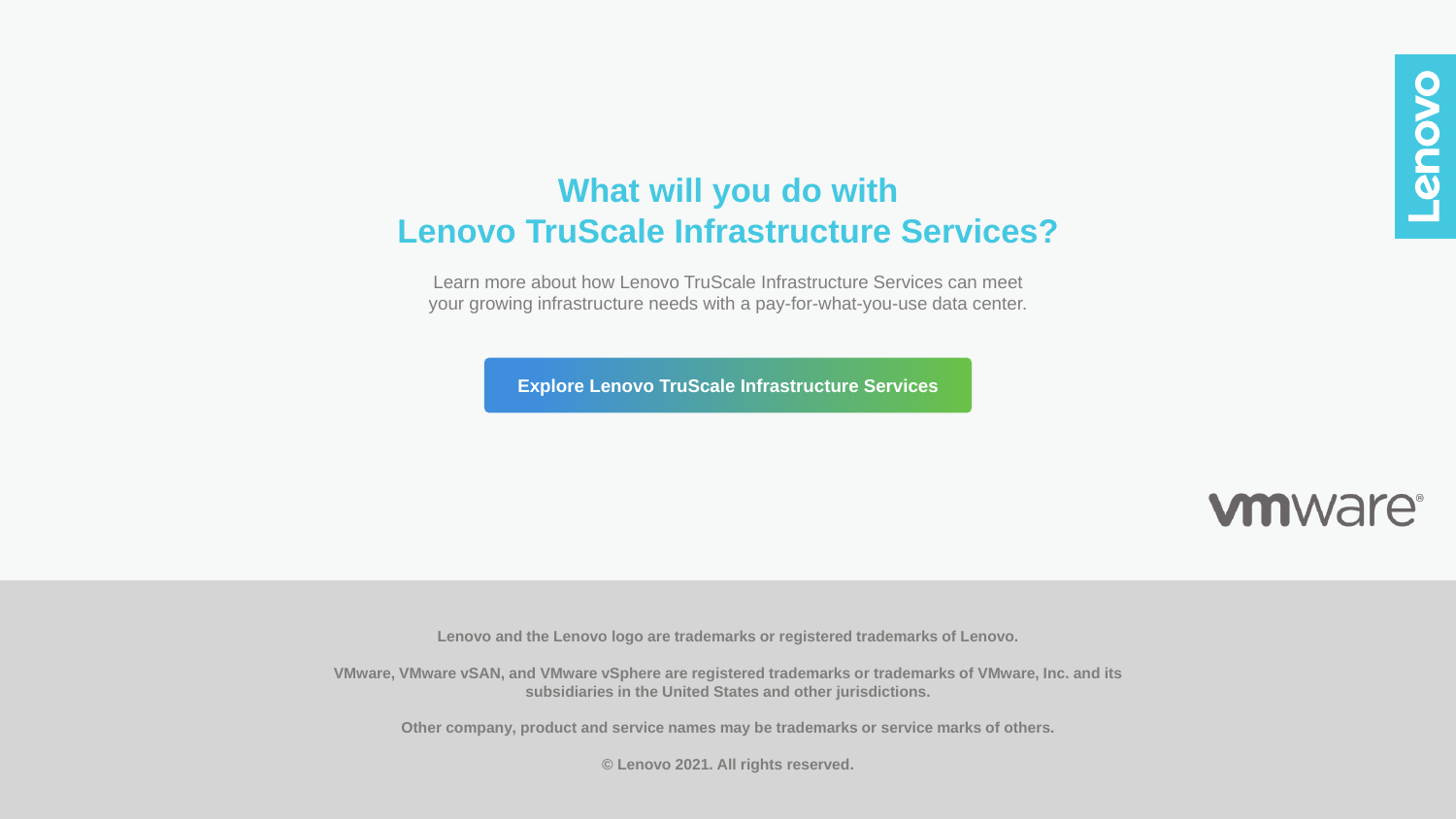# What will you do with Lenovo TruScale Infrastructure Services?

Learn more about how Lenovo TruScale Infrastructure Services can meet your growing infrastructure needs with a pay-for-what-you-use data center.

**Explore Lenovo TruScale Infrastructure Services**

**Lenovo and the Lenovo logo are trademarks or registered trademarks of Lenovo.**

**VMware, VMware vSAN, and VMware vSphere are registered trademarks or trademarks of VMware, Inc. and its subsidiaries in the United States and other jurisdictions.**

**Other company, product and service names may be trademarks or service marks of others.**

**© Lenovo 2021. All rights reserved.**